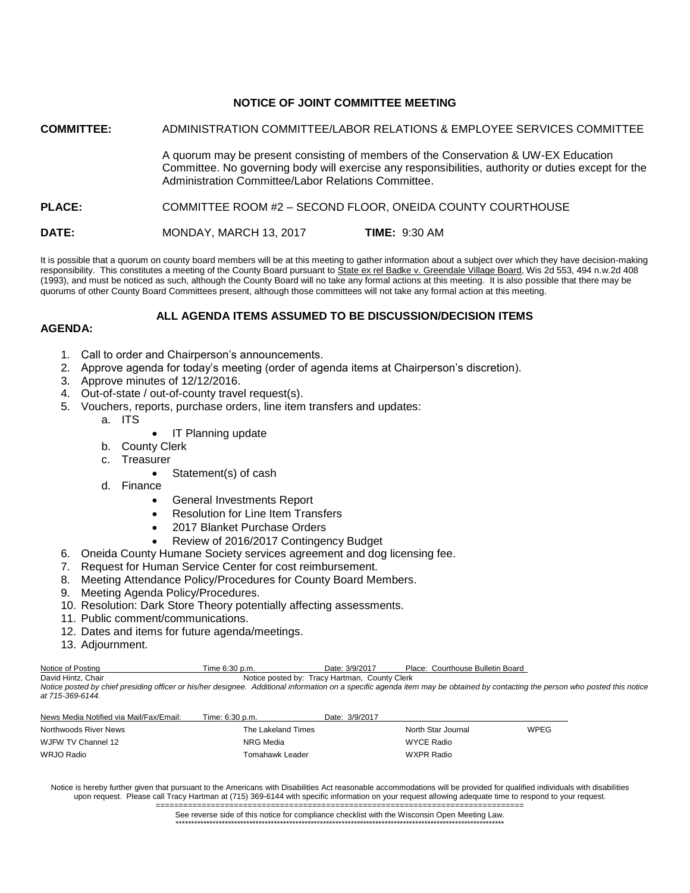# NOTICE OF JOINT COMMITTEE MEETING

**COMMITTEE:** ADMINISTRATION COMMITTEE/LABOR RELATIONS & EMPLOYEE SERVICES COMMITTEE

A quorum may be present consisting of members of the Conservation & UW-EX Education Committee. No governing body will exercise any responsibilities, authority or duties except for the Administration Committee/Labor Relations Committee.

**PLACE:** COMMITTEE ROOM #2 – SECOND FLOOR, ONEIDA COUNTY COURTHOUSE

**DATE:** MONDAY, MARCH 13, 2017 **TIME:** 9:30 AM

It is possible that a quorum on county board members will be at this meeting to gather information about a subject over which they have decision-making responsibility. This constitutes a meeting of the County Board pursuant to State ex rel Badke v. Greendale Village Board, Wis 2d 553, 494 n.w.2d 408 (1993), and must be noticed as such, although the County Board will no take any formal actions at this meeting. It is also possible that there may be quorums of other County Board Committees present, although those committees will not take any formal action at this meeting.

**ALL AGENDA ITEMS ASSUMED TO BE DISCUSSION/DECISION ITEMS**

**AGENDA:**

1. Call to order and Chairperson's announcements.
2. Approve agenda for today's meeting (order of agenda items at Chairperson's discretion).
3. Approve minutes of 12/12/2016.
4. Out-of-state / out-of-county travel request(s).
5. Vouchers, reports, purchase orders, line item transfers and updates:
   a. ITS
      - IT Planning update
   b. County Clerk
   c. Treasurer
      - Statement(s) of cash
   d. Finance
      - General Investments Report
      - Resolution for Line Item Transfers
      - 2017 Blanket Purchase Orders
      - Review of 2016/2017 Contingency Budget
6. Oneida County Humane Society services agreement and dog licensing fee.
7. Request for Human Service Center for cost reimbursement.
8. Meeting Attendance Policy/Procedures for County Board Members.
9. Meeting Agenda Policy/Procedures.
10. Resolution: Dark Store Theory potentially affecting assessments.
11. Public comment/communications.
12. Dates and items for future agenda/meetings.
13. Adjournment.

| Notice of Posting | Time 6:30 p.m. | Date: 3/9/2017 | Place: Courthouse Bulletin Board |
|---|---|---|---|
| David Hintz, Chair | Notice posted by: Tracy Hartman, County Clerk | | |

*Notice posted by chief presiding officer or his/her designee. Additional information on a specific agenda item may be obtained by contacting the person who posted this notice at 715-369-6144.*

| News Media Notified via Mail/Fax/Email: | Time: 6:30 p.m. | Date: 3/9/2017 | |
|---|---|---|---|
| Northwoods River News | The Lakeland Times | North Star Journal | WPEG |
| WJFW TV Channel 12 | NRG Media | WYCE Radio | |
| WRJO Radio | Tomahawk Leader | WXPR Radio | |

Notice is hereby further given that pursuant to the Americans with Disabilities Act reasonable accommodations will be provided for qualified individuals with disabilities upon request. Please call Tracy Hartman at (715) 369-6144 with specific information on your request allowing adequate time to respond to your request.

See reverse side of this notice for compliance checklist with the Wisconsin Open Meeting Law.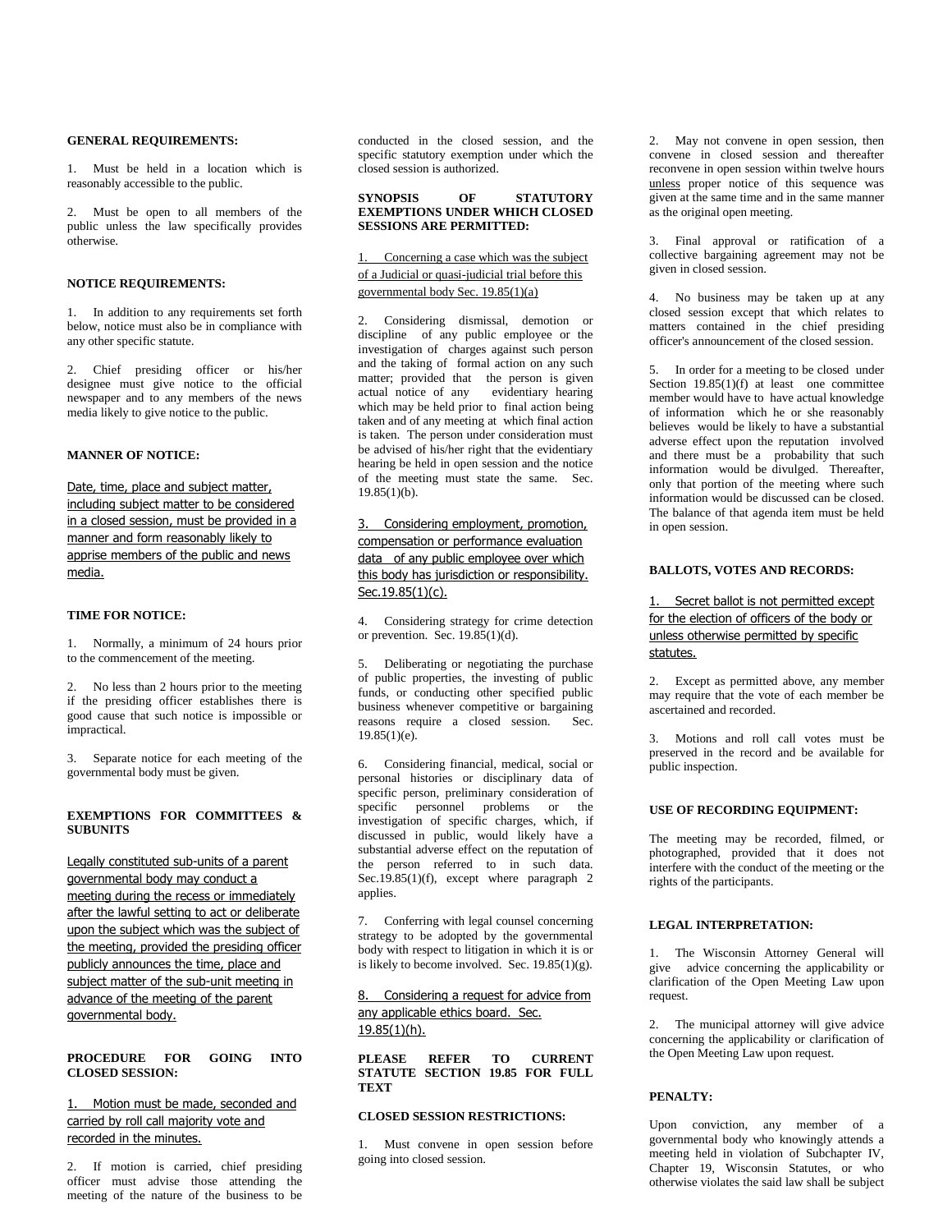**GENERAL REQUIREMENTS:**

1. Must be held in a location which is reasonably accessible to the public.

2. Must be open to all members of the public unless the law specifically provides otherwise.

**NOTICE REQUIREMENTS:**

1. In addition to any requirements set forth below, notice must also be in compliance with any other specific statute.

2. Chief presiding officer or his/her designee must give notice to the official newspaper and to any members of the news media likely to give notice to the public.

**MANNER OF NOTICE:**

Date, time, place and subject matter, including subject matter to be considered in a closed session, must be provided in a manner and form reasonably likely to apprise members of the public and news media.

**TIME FOR NOTICE:**

1. Normally, a minimum of 24 hours prior to the commencement of the meeting.

2. No less than 2 hours prior to the meeting if the presiding officer establishes there is good cause that such notice is impossible or impractical.

3. Separate notice for each meeting of the governmental body must be given.

**EXEMPTIONS FOR COMMITTEES & SUBUNITS**

Legally constituted sub-units of a parent governmental body may conduct a meeting during the recess or immediately after the lawful setting to act or deliberate upon the subject which was the subject of the meeting, provided the presiding officer publicly announces the time, place and subject matter of the sub-unit meeting in advance of the meeting of the parent governmental body.

**PROCEDURE FOR GOING INTO CLOSED SESSION:**

1. Motion must be made, seconded and carried by roll call majority vote and recorded in the minutes.

2. If motion is carried, chief presiding officer must advise those attending the meeting of the nature of the business to be conducted in the closed session, and the specific statutory exemption under which the closed session is authorized.

**SYNOPSIS OF STATUTORY EXEMPTIONS UNDER WHICH CLOSED SESSIONS ARE PERMITTED:**

1. Concerning a case which was the subject of a Judicial or quasi-judicial trial before this governmental body Sec. 19.85(1)(a)

2. Considering dismissal, demotion or discipline of any public employee or the investigation of charges against such person and the taking of formal action on any such matter; provided that the person is given actual notice of any evidentiary hearing which may be held prior to final action being taken and of any meeting at which final action is taken. The person under consideration must be advised of his/her right that the evidentiary hearing be held in open session and the notice of the meeting must state the same. Sec. 19.85(1)(b).

3. Considering employment, promotion, compensation or performance evaluation data of any public employee over which this body has jurisdiction or responsibility. Sec.19.85(1)(c).

4. Considering strategy for crime detection or prevention. Sec. 19.85(1)(d).

5. Deliberating or negotiating the purchase of public properties, the investing of public funds, or conducting other specified public business whenever competitive or bargaining reasons require a closed session. Sec. 19.85(1)(e).

6. Considering financial, medical, social or personal histories or disciplinary data of specific person, preliminary consideration of specific personnel problems or the investigation of specific charges, which, if discussed in public, would likely have a substantial adverse effect on the reputation of the person referred to in such data. Sec.19.85(1)(f), except where paragraph 2 applies.

7. Conferring with legal counsel concerning strategy to be adopted by the governmental body with respect to litigation in which it is or is likely to become involved. Sec. 19.85(1)(g).

8. Considering a request for advice from any applicable ethics board. Sec. 19.85(1)(h).

**PLEASE REFER TO CURRENT STATUTE SECTION 19.85 FOR FULL TEXT**

**CLOSED SESSION RESTRICTIONS:**

1. Must convene in open session before going into closed session.

2. May not convene in open session, then convene in closed session and thereafter reconvene in open session within twelve hours unless proper notice of this sequence was given at the same time and in the same manner as the original open meeting.

3. Final approval or ratification of a collective bargaining agreement may not be given in closed session.

4. No business may be taken up at any closed session except that which relates to matters contained in the chief presiding officer's announcement of the closed session.

5. In order for a meeting to be closed under Section 19.85(1)(f) at least one committee member would have to have actual knowledge of information which he or she reasonably believes would be likely to have a substantial adverse effect upon the reputation involved and there must be a probability that such information would be divulged. Thereafter, only that portion of the meeting where such information would be discussed can be closed. The balance of that agenda item must be held in open session.

**BALLOTS, VOTES AND RECORDS:**

1. Secret ballot is not permitted except for the election of officers of the body or unless otherwise permitted by specific statutes.

2. Except as permitted above, any member may require that the vote of each member be ascertained and recorded.

3. Motions and roll call votes must be preserved in the record and be available for public inspection.

**USE OF RECORDING EQUIPMENT:**

The meeting may be recorded, filmed, or photographed, provided that it does not interfere with the conduct of the meeting or the rights of the participants.

**LEGAL INTERPRETATION:**

1. The Wisconsin Attorney General will give advice concerning the applicability or clarification of the Open Meeting Law upon request.

2. The municipal attorney will give advice concerning the applicability or clarification of the Open Meeting Law upon request.

**PENALTY:**

Upon conviction, any member of a governmental body who knowingly attends a meeting held in violation of Subchapter IV, Chapter 19, Wisconsin Statutes, or who otherwise violates the said law shall be subject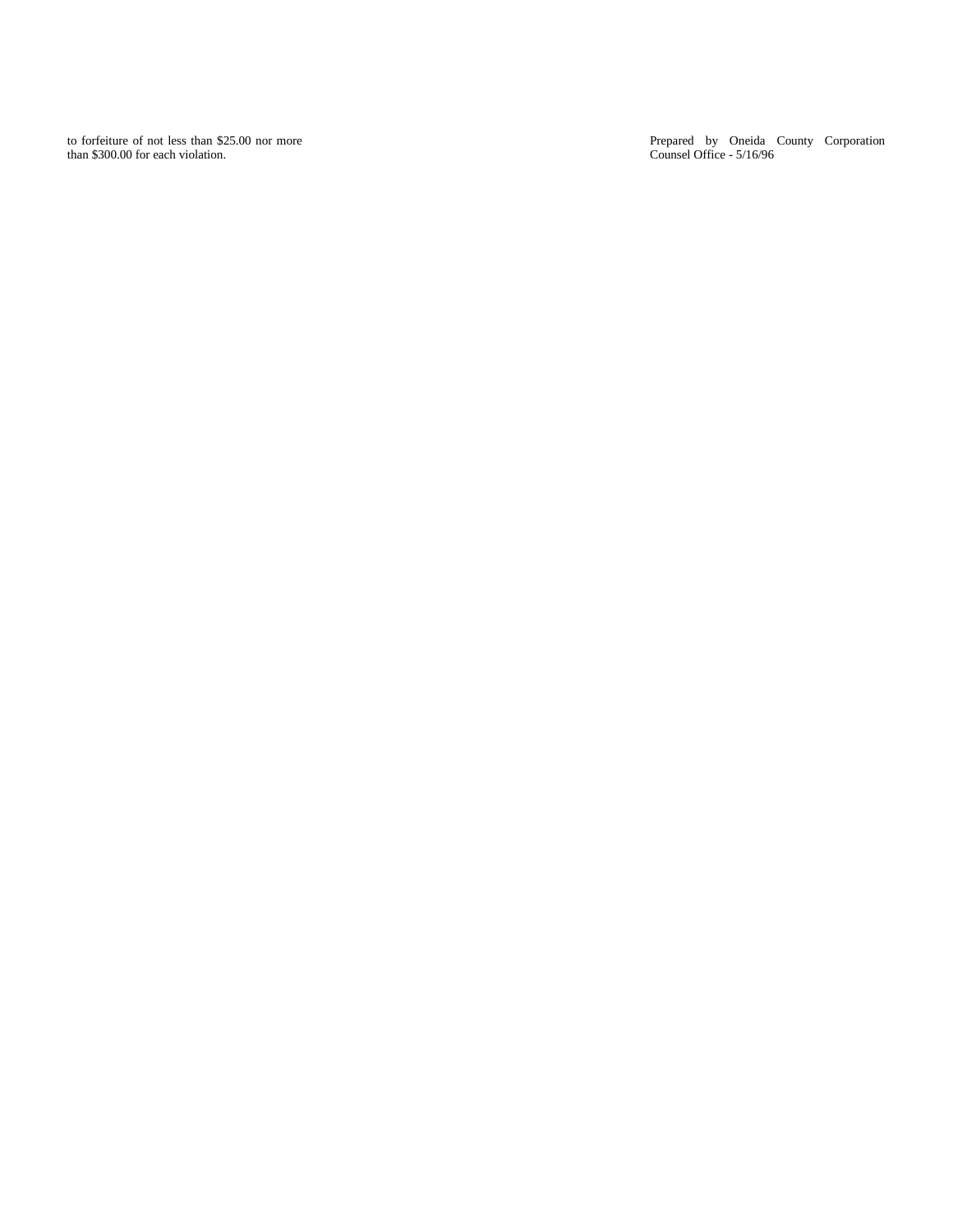to forfeiture of not less than $25.00 nor more than $300.00 for each violation.

Prepared by Oneida County Corporation Counsel Office - 5/16/96